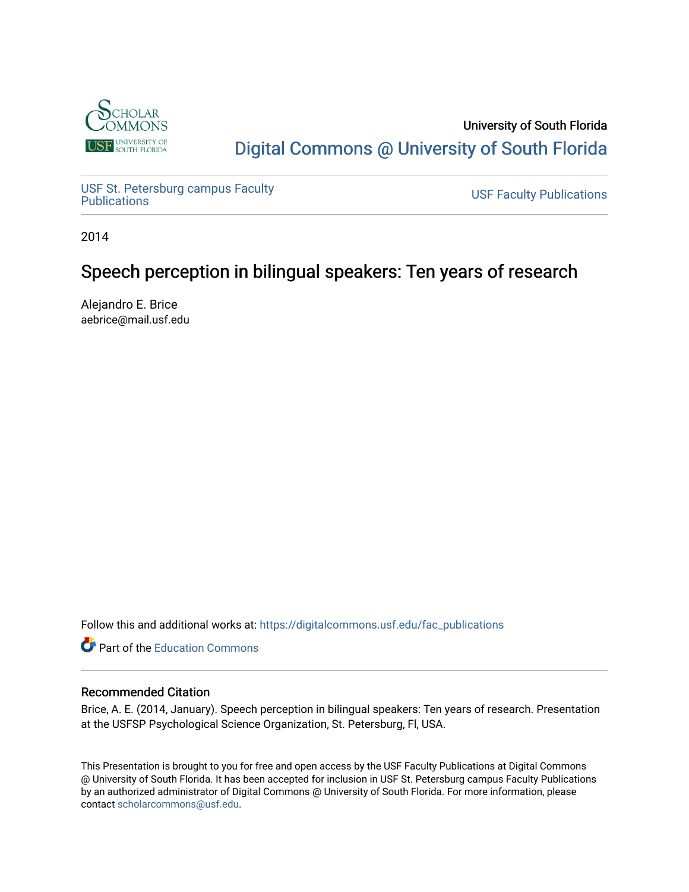University of South Florida

Digital Commons @ University of South Florida

USF St. Petersburg campus Faculty Publications

USF Faculty Publications

2014

# Speech perception in bilingual speakers: Ten years of research

Alejandro E. Brice
aebrice@mail.usf.edu

Follow this and additional works at: https://digitalcommons.usf.edu/fac_publications

Part of the Education Commons

## Recommended Citation

Brice, A. E. (2014, January). Speech perception in bilingual speakers: Ten years of research. Presentation at the USFSP Psychological Science Organization, St. Petersburg, Fl, USA.

This Presentation is brought to you for free and open access by the USF Faculty Publications at Digital Commons @ University of South Florida. It has been accepted for inclusion in USF St. Petersburg campus Faculty Publications by an authorized administrator of Digital Commons @ University of South Florida. For more information, please contact scholarcommons@usf.edu.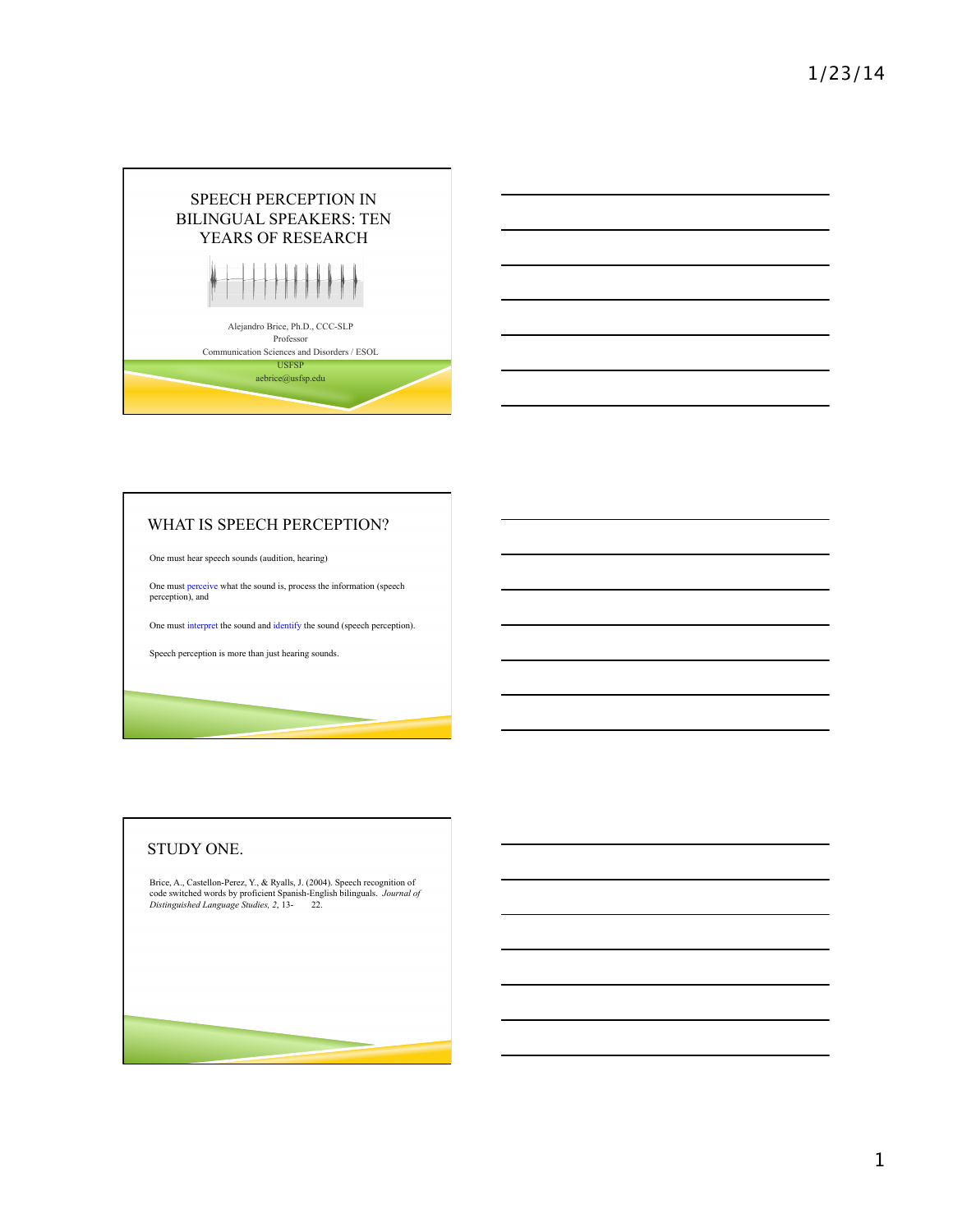# SPEECH PERCEPTION IN BILINGUAL SPEAKERS: TEN YEARS OF RESEARCH

Alejandro Brice, Ph.D., CCC-SLP
Professor
Communication Sciences and Disorders / ESOL
USFSP
aebrice@usfsp.edu

## WHAT IS SPEECH PERCEPTION?

One must hear speech sounds (audition, hearing)

One must perceive what the sound is, process the information (speech perception), and

One must interpret the sound and identify the sound (speech perception).

Speech perception is more than just hearing sounds.

## STUDY ONE.

Brice, A., Castellon-Perez, Y., & Ryalls, J. (2004). Speech recognition of code switched words by proficient Spanish-English bilinguals. *Journal of Distinguished Language Studies, 2*, 13- 22.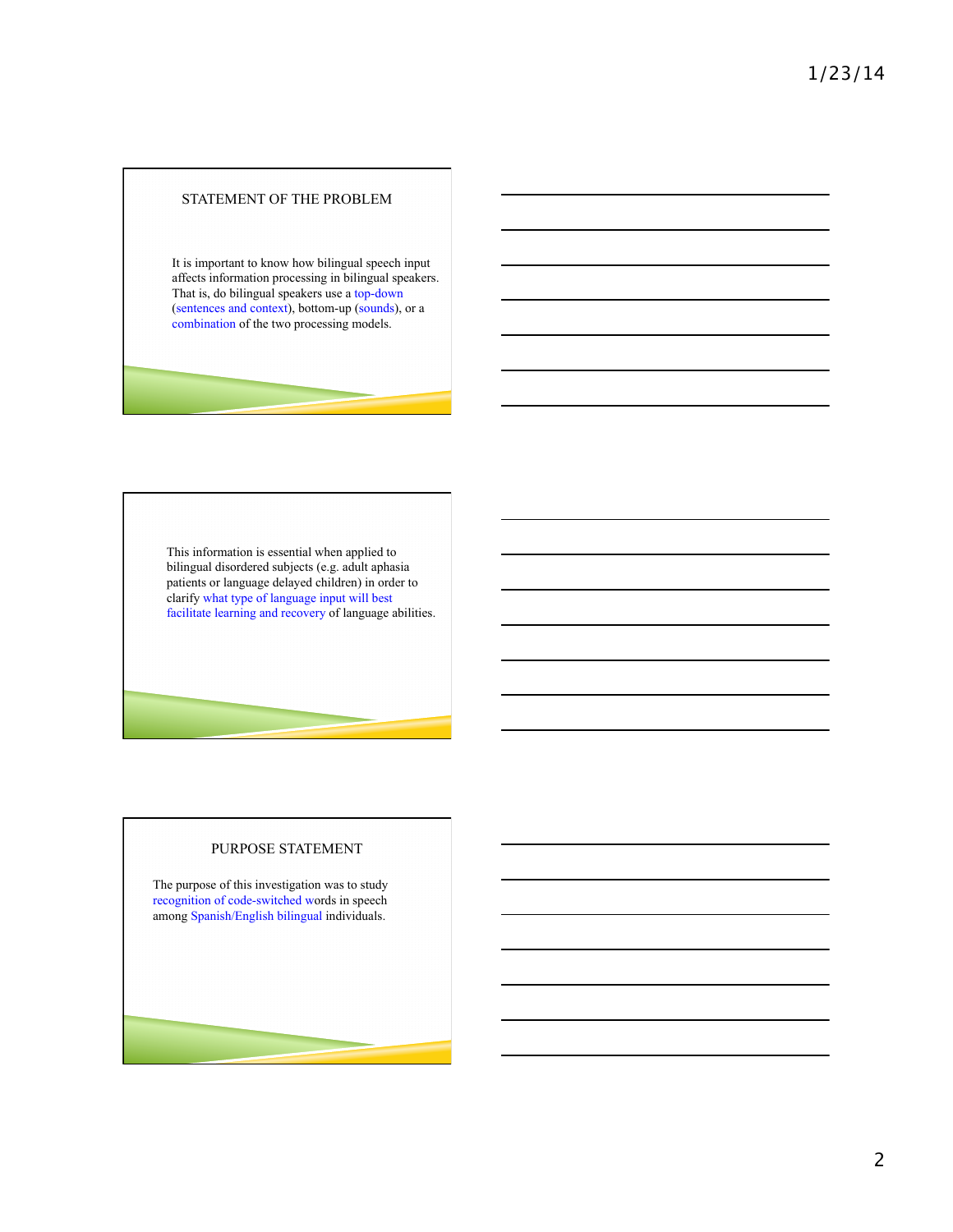## STATEMENT OF THE PROBLEM

It is important to know how bilingual speech input affects information processing in bilingual speakers. That is, do bilingual speakers use a top-down (sentences and context), bottom-up (sounds), or a combination of the two processing models.

This information is essential when applied to bilingual disordered subjects (e.g. adult aphasia patients or language delayed children) in order to clarify what type of language input will best facilitate learning and recovery of language abilities.

## PURPOSE STATEMENT

The purpose of this investigation was to study recognition of code-switched words in speech among Spanish/English bilingual individuals.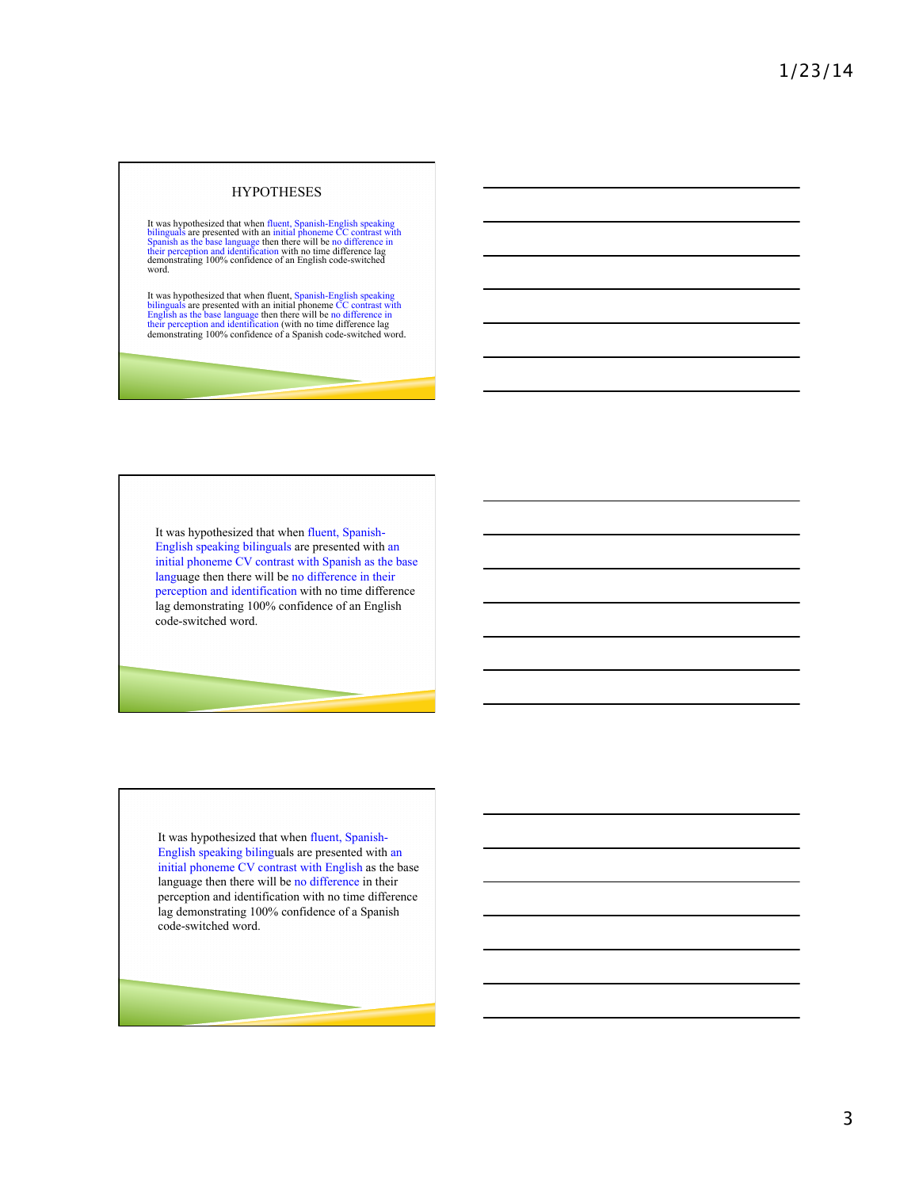## HYPOTHESES

It was hypothesized that when fluent, Spanish-English speaking bilinguals are presented with an initial phoneme CC contrast with Spanish as the base language then there will be no difference in their perception and identification with no time difference lag demonstrating 100% confidence of an English code-switched word.

It was hypothesized that when fluent, Spanish-English speaking bilinguals are presented with an initial phoneme CC contrast with English as the base language then there will be no difference in their perception and identification (with no time difference lag demonstrating 100% confidence of a Spanish code-switched word.

It was hypothesized that when fluent, Spanish-English speaking bilinguals are presented with an initial phoneme CV contrast with Spanish as the base language then there will be no difference in their perception and identification with no time difference lag demonstrating 100% confidence of an English code-switched word.

It was hypothesized that when fluent, Spanish-English speaking bilinguals are presented with an initial phoneme CV contrast with English as the base language then there will be no difference in their perception and identification with no time difference lag demonstrating 100% confidence of a Spanish code-switched word.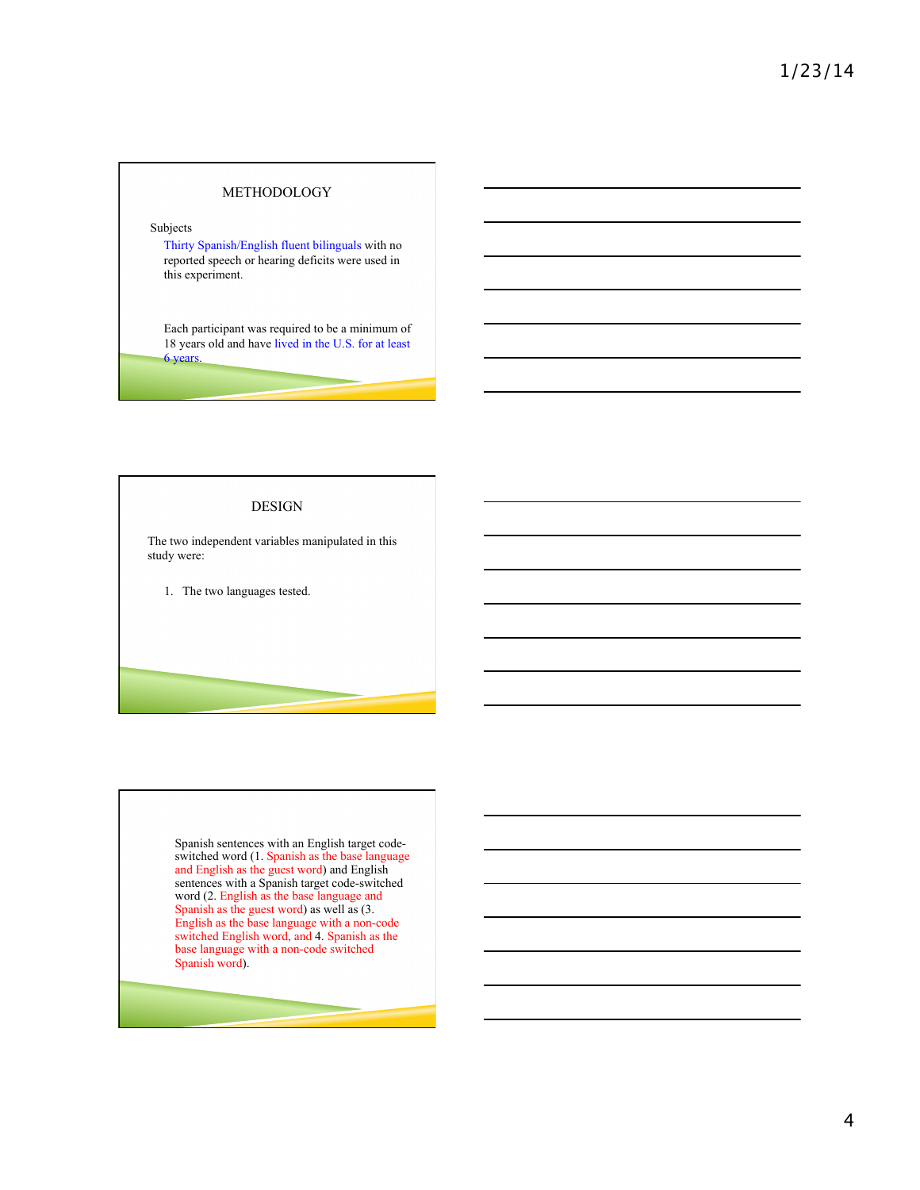## METHODOLOGY

Subjects

Thirty Spanish/English fluent bilinguals with no reported speech or hearing deficits were used in this experiment.

Each participant was required to be a minimum of 18 years old and have lived in the U.S. for at least 6 years.

## DESIGN

The two independent variables manipulated in this study were:

1. The two languages tested.

Spanish sentences with an English target code-switched word (1. Spanish as the base language and English as the guest word) and English sentences with a Spanish target code-switched word (2. English as the base language and Spanish as the guest word) as well as (3. English as the base language with a non-code switched English word, and 4. Spanish as the base language with a non-code switched Spanish word).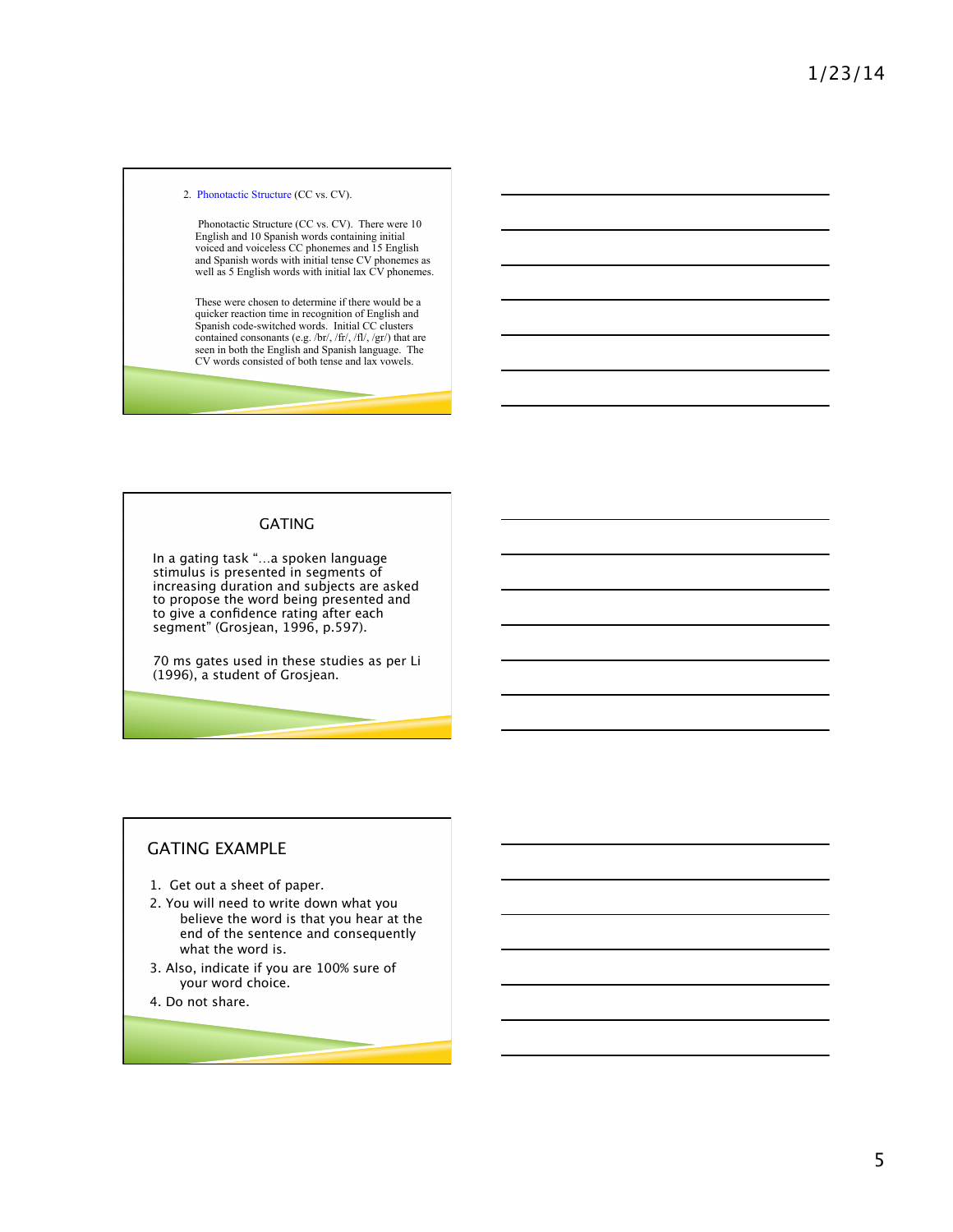2. Phonotactic Structure (CC vs. CV).

Phonotactic Structure (CC vs. CV). There were 10 English and 10 Spanish words containing initial voiced and voiceless CC phonemes and 15 English and Spanish words with initial tense CV phonemes as well as 5 English words with initial lax CV phonemes.

These were chosen to determine if there would be a quicker reaction time in recognition of English and Spanish code-switched words. Initial CC clusters contained consonants (e.g. /br/, /fr/, /fl/, /gr/) that are seen in both the English and Spanish language. The CV words consisted of both tense and lax vowels.

## GATING

In a gating task "…a spoken language stimulus is presented in segments of increasing duration and subjects are asked to propose the word being presented and to give a confidence rating after each segment" (Grosjean, 1996, p.597).

70 ms gates used in these studies as per Li (1996), a student of Grosjean.

## GATING EXAMPLE

1. Get out a sheet of paper.
2. You will need to write down what you believe the word is that you hear at the end of the sentence and consequently what the word is.
3. Also, indicate if you are 100% sure of your word choice.
4. Do not share.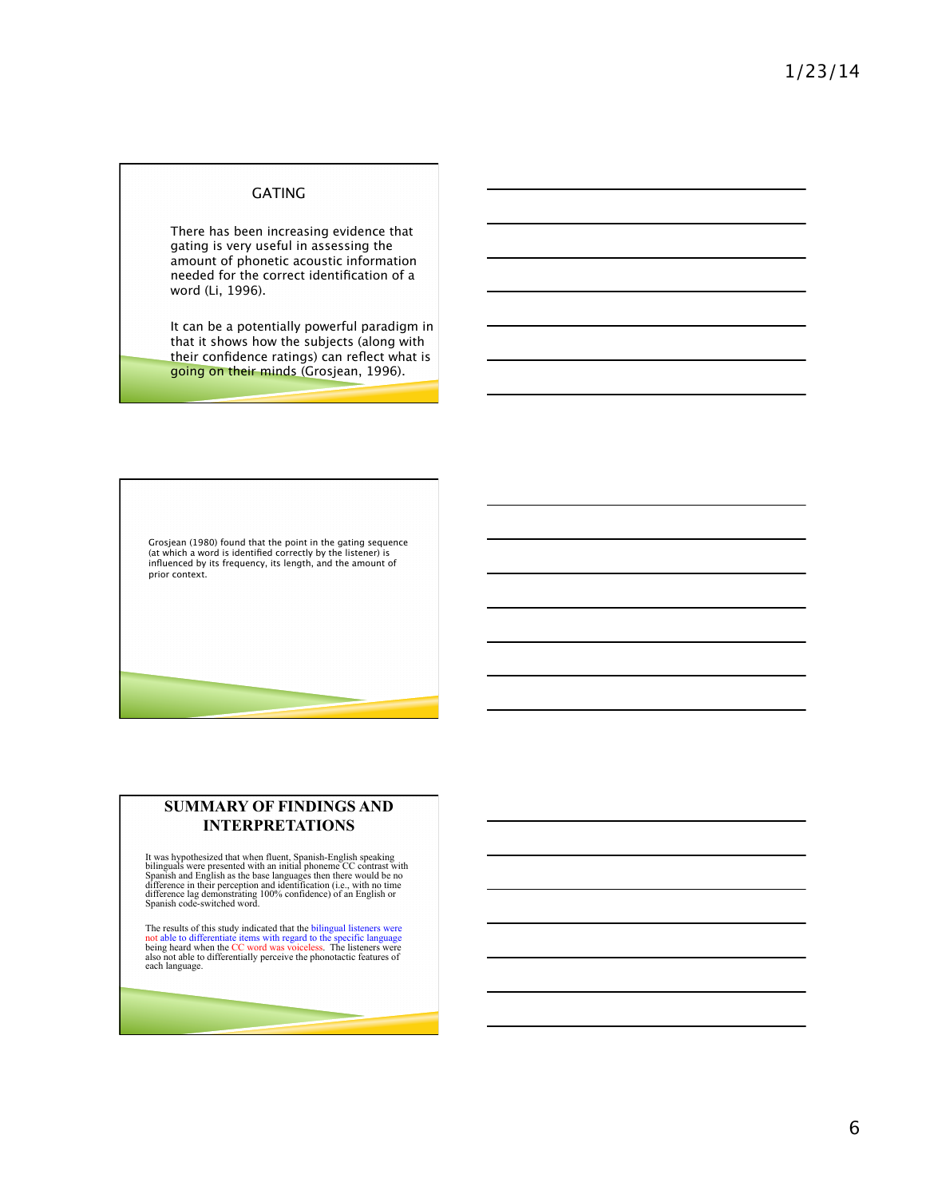## GATING

There has been increasing evidence that gating is very useful in assessing the amount of phonetic acoustic information needed for the correct identification of a word (Li, 1996).

It can be a potentially powerful paradigm in that it shows how the subjects (along with their confidence ratings) can reflect what is going on their minds (Grosjean, 1996).

Grosjean (1980) found that the point in the gating sequence (at which a word is identified correctly by the listener) is influenced by its frequency, its length, and the amount of prior context.

## SUMMARY OF FINDINGS AND INTERPRETATIONS

It was hypothesized that when fluent, Spanish-English speaking bilinguals were presented with an initial phoneme CC contrast with Spanish and English as the base languages then there would be no difference in their perception and identification (i.e., with no time difference lag demonstrating 100% confidence) of an English or Spanish code-switched word.

The results of this study indicated that the bilingual listeners were not able to differentiate items with regard to the specific language being heard when the CC word was voiceless. The listeners were also not able to differentially perceive the phonotactic features of each language.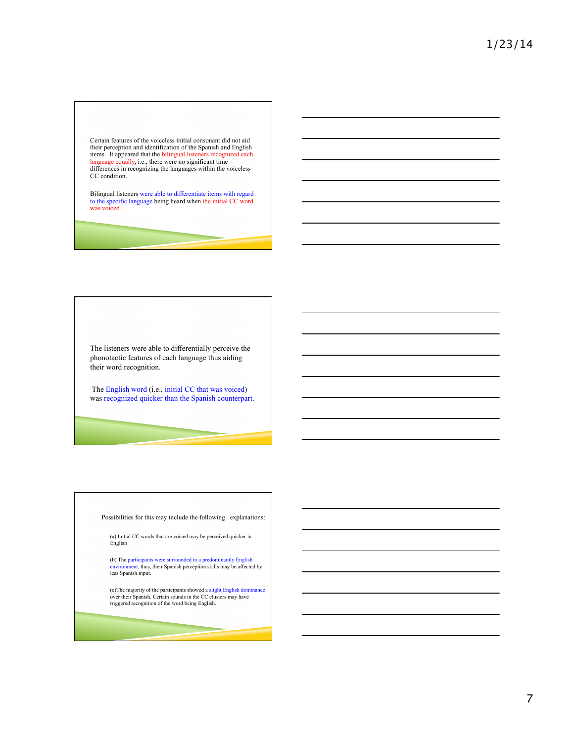Certain features of the voiceless initial consonant did not aid their perception and identification of the Spanish and English items. It appeared that the bilingual listeners recognized each language equally, i.e., there were no significant time differences in recognizing the languages within the voiceless CC condition.

Bilingual listeners were able to differentiate items with regard to the specific language being heard when the initial CC word was voiced.

The listeners were able to differentially perceive the phonotactic features of each language thus aiding their word recognition.

The English word (i.e., initial CC that was voiced) was recognized quicker than the Spanish counterpart.

Possibilities for this may include the following explanations:

(a) Initial CC words that are voiced may be perceived quicker in English

(b) The participants were surrounded in a predominantly English environment, thus, their Spanish perception skills may be affected by less Spanish input.

(c)The majority of the participants showed a slight English dominance over their Spanish. Certain sounds in the CC clusters may have triggered recognition of the word being English.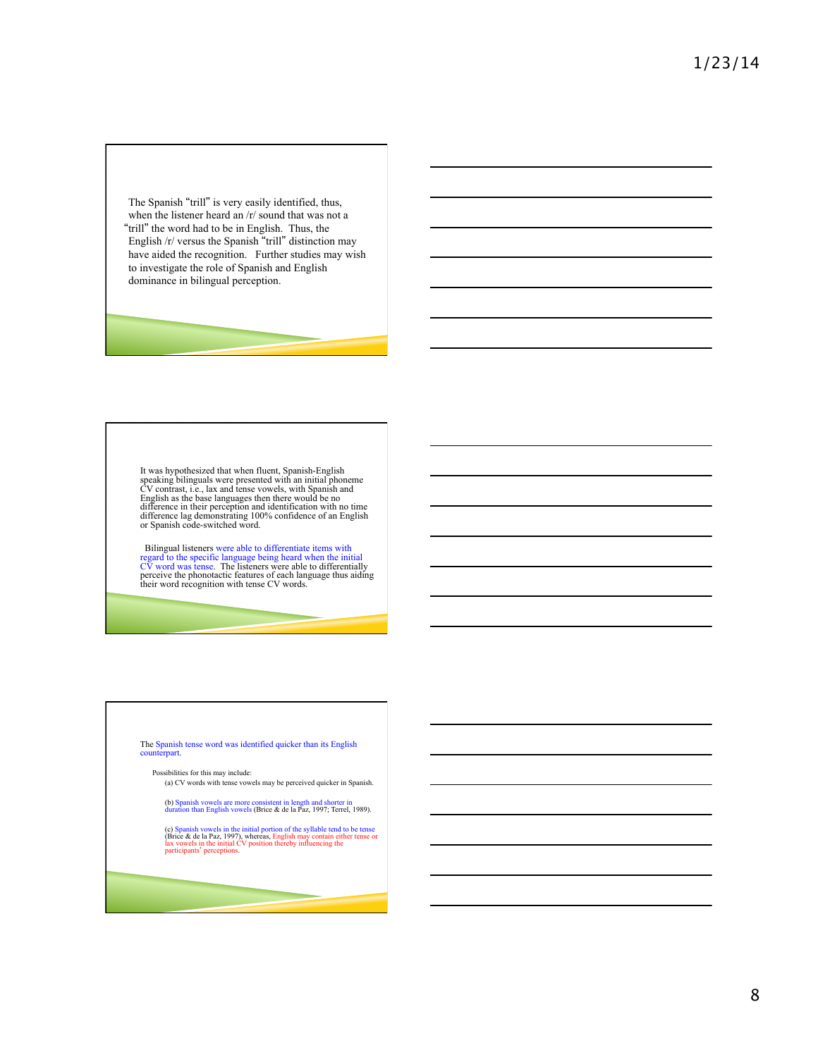The Spanish "trill" is very easily identified, thus, when the listener heard an /r/ sound that was not a "trill" the word had to be in English. Thus, the English /r/ versus the Spanish "trill" distinction may have aided the recognition. Further studies may wish to investigate the role of Spanish and English dominance in bilingual perception.

It was hypothesized that when fluent, Spanish-English speaking bilinguals were presented with an initial phoneme CV contrast, i.e., lax and tense vowels, with Spanish and English as the base languages then there would be no difference in their perception and identification with no time difference lag demonstrating 100% confidence of an English or Spanish code-switched word.

Bilingual listeners were able to differentiate items with regard to the specific language being heard when the initial CV word was tense. The listeners were able to differentially perceive the phonotactic features of each language thus aiding their word recognition with tense CV words.

The Spanish tense word was identified quicker than its English counterpart.

Possibilities for this may include:

(a) CV words with tense vowels may be perceived quicker in Spanish.

(b) Spanish vowels are more consistent in length and shorter in duration than English vowels (Brice & de la Paz, 1997; Terrel, 1989).

(c) Spanish vowels in the initial portion of the syllable tend to be tense (Brice & de la Paz, 1997), whereas, English may contain either tense or lax vowels in the initial CV position thereby influencing the participants' perceptions.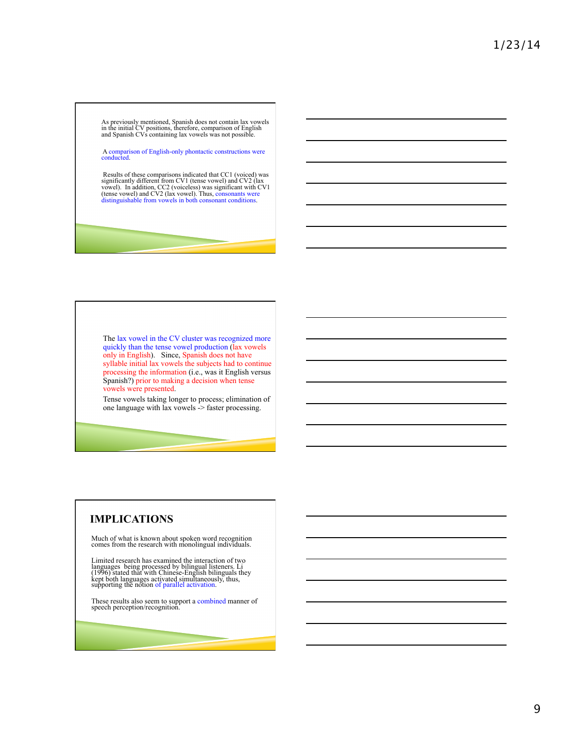As previously mentioned, Spanish does not contain lax vowels in the initial CV positions, therefore, comparison of English and Spanish CVs containing lax vowels was not possible.

A comparison of English-only phontactic constructions were conducted.

Results of these comparisons indicated that CC1 (voiced) was significantly different from CV1 (tense vowel) and CV2 (lax vowel). In addition, CC2 (voiceless) was significant with CV1 (tense vowel) and CV2 (lax vowel). Thus, consonants were distinguishable from vowels in both consonant conditions.

The lax vowel in the CV cluster was recognized more quickly than the tense vowel production (lax vowels only in English). Since, Spanish does not have syllable initial lax vowels the subjects had to continue processing the information (i.e., was it English versus Spanish?) prior to making a decision when tense vowels were presented.

Tense vowels taking longer to process; elimination of one language with lax vowels -> faster processing.

## IMPLICATIONS

Much of what is known about spoken word recognition comes from the research with monolingual individuals.

Limited research has examined the interaction of two languages being processed by bilingual listeners. Li (1996) stated that with Chinese-English bilinguals they kept both languages activated simultaneously, thus, supporting the notion of parallel activation.

These results also seem to support a combined manner of speech perception/recognition.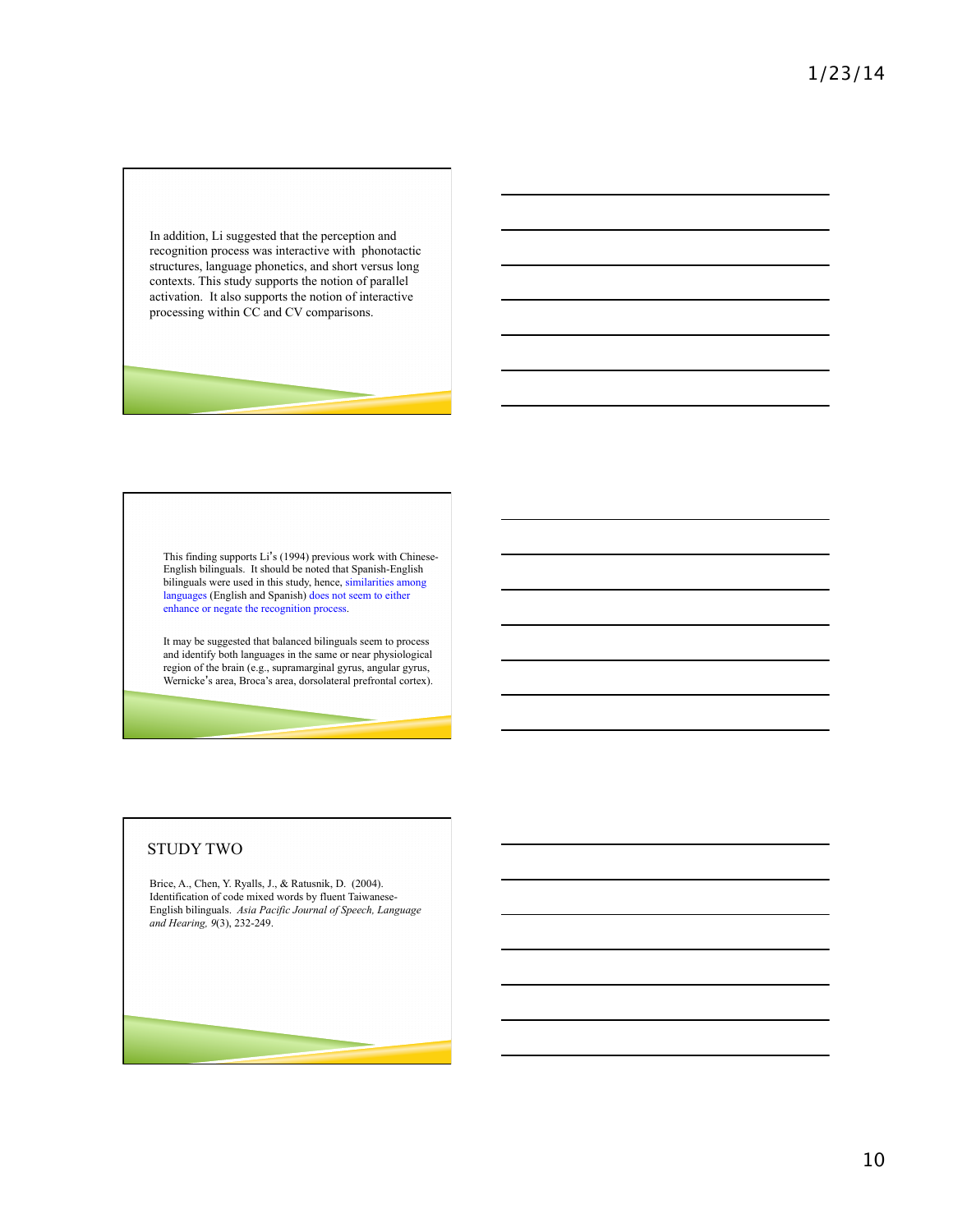In addition, Li suggested that the perception and recognition process was interactive with phonotactic structures, language phonetics, and short versus long contexts. This study supports the notion of parallel activation. It also supports the notion of interactive processing within CC and CV comparisons.

This finding supports Li's (1994) previous work with Chinese-English bilinguals. It should be noted that Spanish-English bilinguals were used in this study, hence, similarities among languages (English and Spanish) does not seem to either enhance or negate the recognition process.

It may be suggested that balanced bilinguals seem to process and identify both languages in the same or near physiological region of the brain (e.g., supramarginal gyrus, angular gyrus, Wernicke's area, Broca's area, dorsolateral prefrontal cortex).

## STUDY TWO

Brice, A., Chen, Y. Ryalls, J., & Ratusnik, D. (2004). Identification of code mixed words by fluent Taiwanese-English bilinguals. *Asia Pacific Journal of Speech, Language and Hearing, 9*(3), 232-249.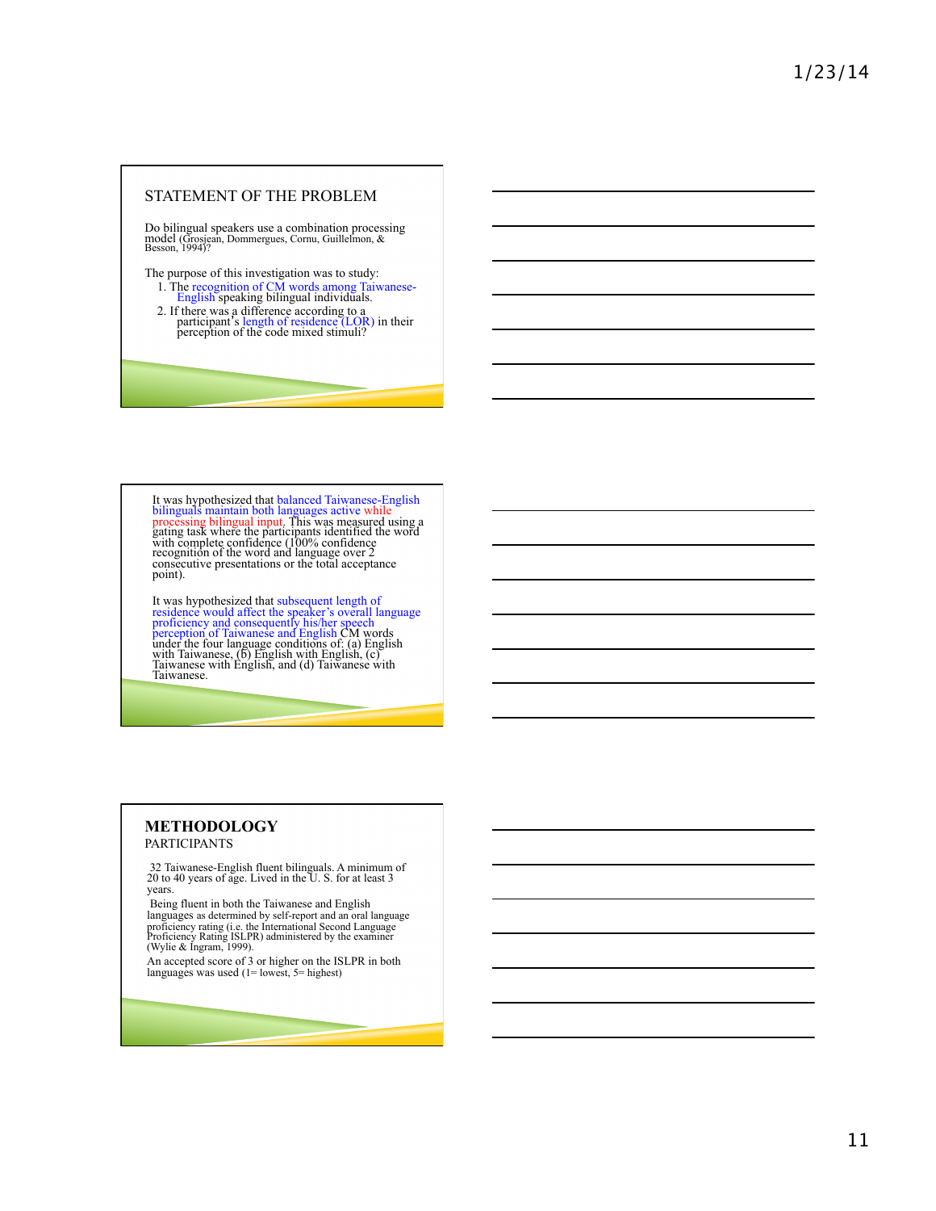## STATEMENT OF THE PROBLEM

Do bilingual speakers use a combination processing model (Grosjean, Dommergues, Cornu, Guillelmon, & Besson, 1994)?

The purpose of this investigation was to study:

1. The recognition of CM words among Taiwanese-English speaking bilingual individuals.
2. If there was a difference according to a participant's length of residence (LOR) in their perception of the code mixed stimuli?

It was hypothesized that balanced Taiwanese-English bilinguals maintain both languages active while processing bilingual input. This was measured using a gating task where the participants identified the word with complete confidence (100% confidence recognition of the word and language over 2 consecutive presentations or the total acceptance point).

It was hypothesized that subsequent length of residence would affect the speaker's overall language proficiency and consequently his/her speech perception of Taiwanese and English CM words under the four language conditions of: (a) English with Taiwanese, (b) English with English, (c) Taiwanese with English, and (d) Taiwanese with Taiwanese.

## METHODOLOGY

PARTICIPANTS

32 Taiwanese-English fluent bilinguals. A minimum of 20 to 40 years of age. Lived in the U. S. for at least 3 years.

Being fluent in both the Taiwanese and English languages as determined by self-report and an oral language proficiency rating (i.e. the International Second Language Proficiency Rating ISLPR) administered by the examiner (Wylie & Ingram, 1999).

An accepted score of 3 or higher on the ISLPR in both languages was used (1= lowest, 5= highest)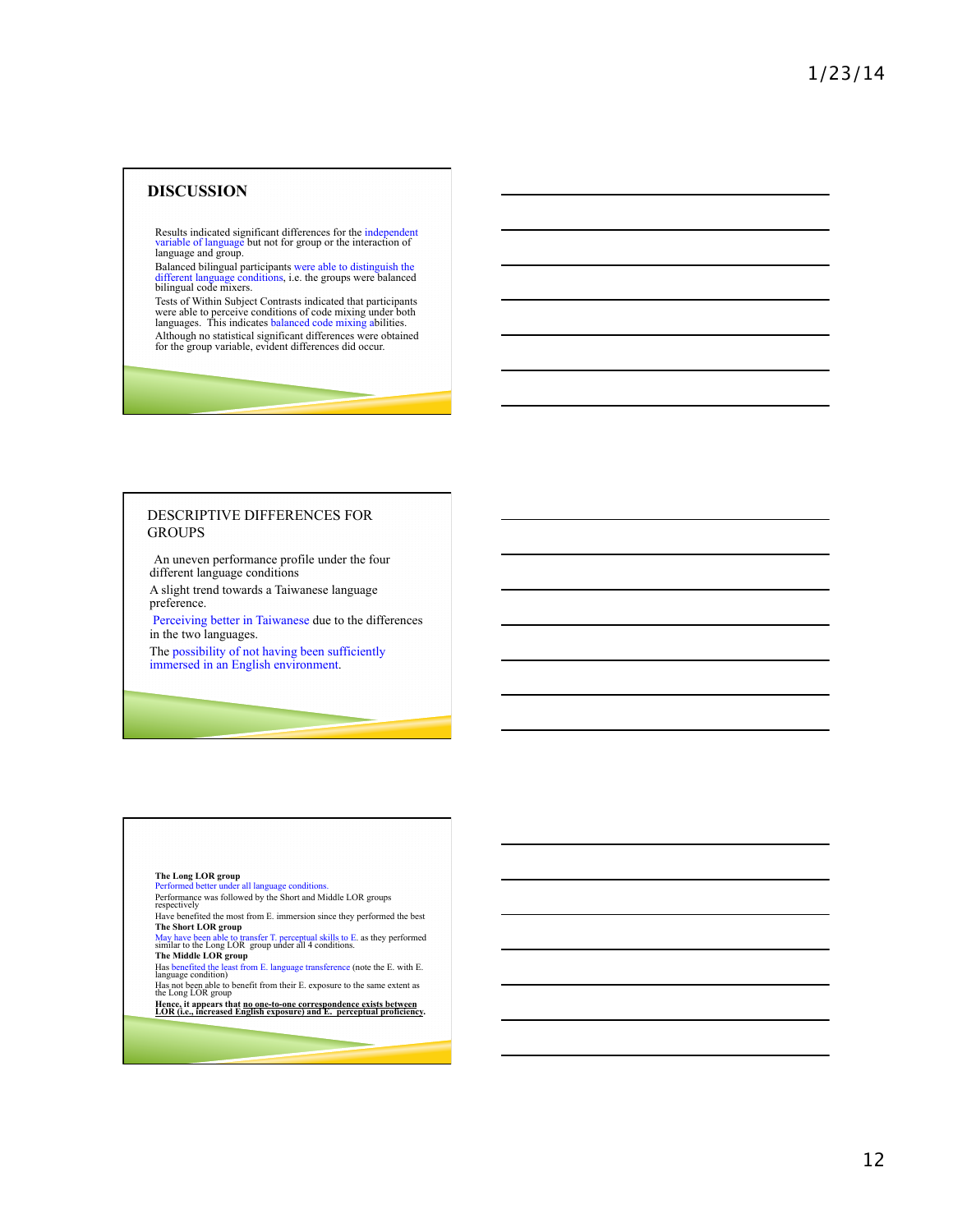## DISCUSSION

Results indicated significant differences for the independent variable of language but not for group or the interaction of language and group.

Balanced bilingual participants were able to distinguish the different language conditions, i.e. the groups were balanced bilingual code mixers.

Tests of Within Subject Contrasts indicated that participants were able to perceive conditions of code mixing under both languages. This indicates balanced code mixing abilities.

Although no statistical significant differences were obtained for the group variable, evident differences did occur.

## DESCRIPTIVE DIFFERENCES FOR GROUPS

An uneven performance profile under the four different language conditions

A slight trend towards a Taiwanese language preference.

Perceiving better in Taiwanese due to the differences in the two languages.

The possibility of not having been sufficiently immersed in an English environment.

**The Long LOR group**

Performed better under all language conditions.

Performance was followed by the Short and Middle LOR groups respectively

Have benefited the most from E. immersion since they performed the best

**The Short LOR group**

May have been able to transfer T. perceptual skills to E. as they performed similar to the Long LOR group under all 4 conditions.

**The Middle LOR group**

Has benefited the least from E. language transference (note the E. with E. language condition)

Has not been able to benefit from their E. exposure to the same extent as the Long LOR group

**Hence, it appears that <u>no one-to-one correspondence exists between LOR (i.e., increased English exposure) and E. perceptual proficiency</u>.**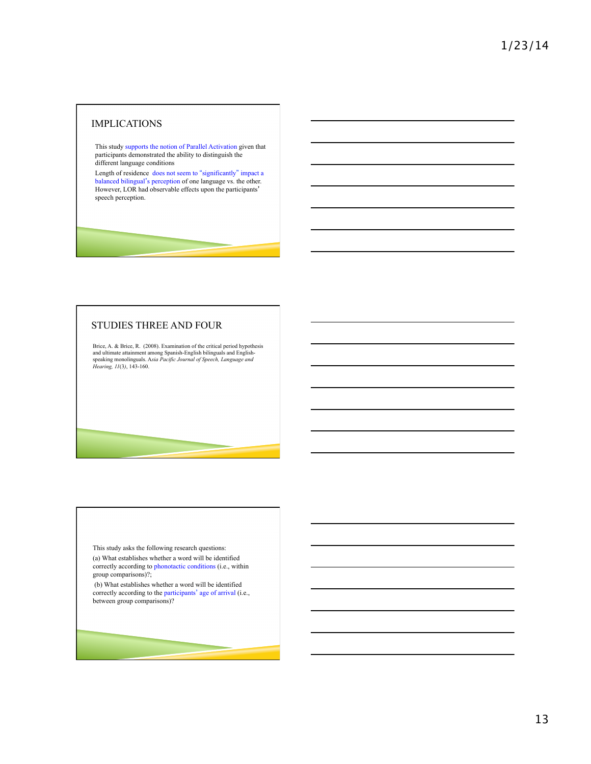## IMPLICATIONS

This study supports the notion of Parallel Activation given that participants demonstrated the ability to distinguish the different language conditions

Length of residence does not seem to "significantly" impact a balanced bilingual's perception of one language vs. the other. However, LOR had observable effects upon the participants' speech perception.

## STUDIES THREE AND FOUR

Brice, A. & Brice, R. (2008). Examination of the critical period hypothesis and ultimate attainment among Spanish-English bilinguals and English-speaking monolinguals. *Asia Pacific Journal of Speech, Language and Hearing, 11*(3), 143-160.

This study asks the following research questions:

(a) What establishes whether a word will be identified correctly according to phonotactic conditions (i.e., within group comparisons)?;

(b) What establishes whether a word will be identified correctly according to the participants' age of arrival (i.e., between group comparisons)?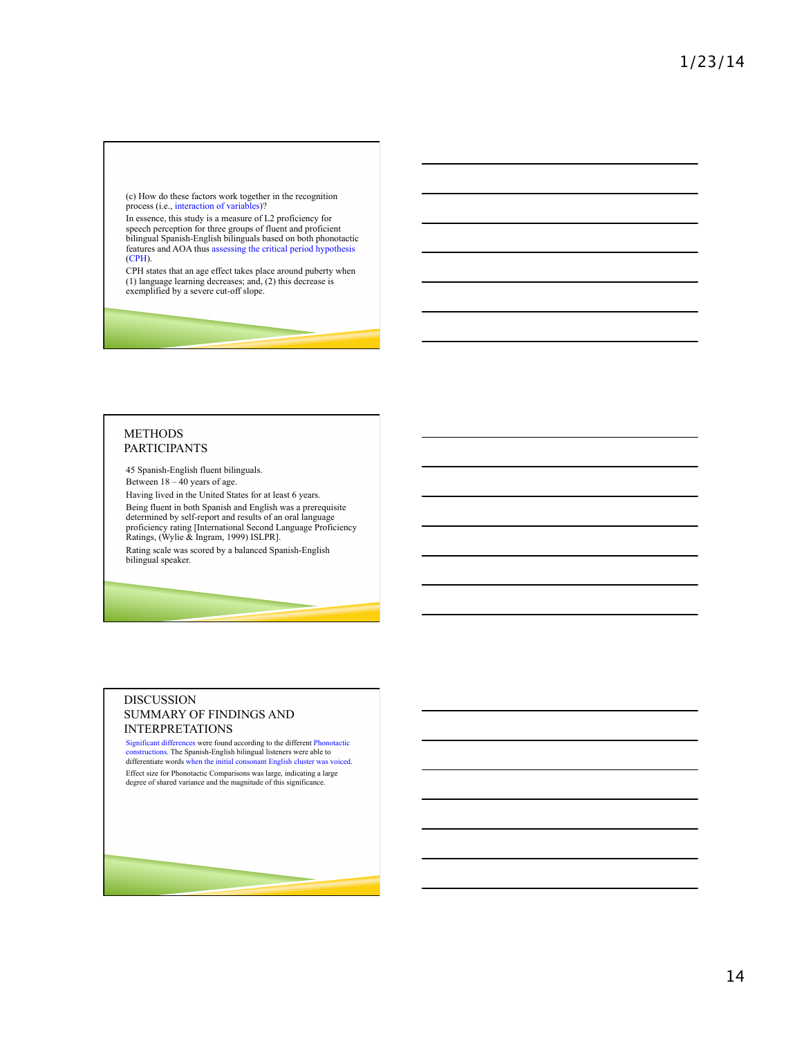(c) How do these factors work together in the recognition process (i.e., interaction of variables)?

In essence, this study is a measure of L2 proficiency for speech perception for three groups of fluent and proficient bilingual Spanish-English bilinguals based on both phonotactic features and AOA thus assessing the critical period hypothesis (CPH).

CPH states that an age effect takes place around puberty when (1) language learning decreases; and, (2) this decrease is exemplified by a severe cut-off slope.

## METHODS
## PARTICIPANTS

45 Spanish-English fluent bilinguals.

Between 18 – 40 years of age.

Having lived in the United States for at least 6 years.

Being fluent in both Spanish and English was a prerequisite determined by self-report and results of an oral language proficiency rating [International Second Language Proficiency Ratings, (Wylie & Ingram, 1999) ISLPR].

Rating scale was scored by a balanced Spanish-English bilingual speaker.

## DISCUSSION
## SUMMARY OF FINDINGS AND INTERPRETATIONS

Significant differences were found according to the different Phonotactic constructions. The Spanish-English bilingual listeners were able to differentiate words when the initial consonant English cluster was voiced.

Effect size for Phonotactic Comparisons was large, indicating a large degree of shared variance and the magnitude of this significance.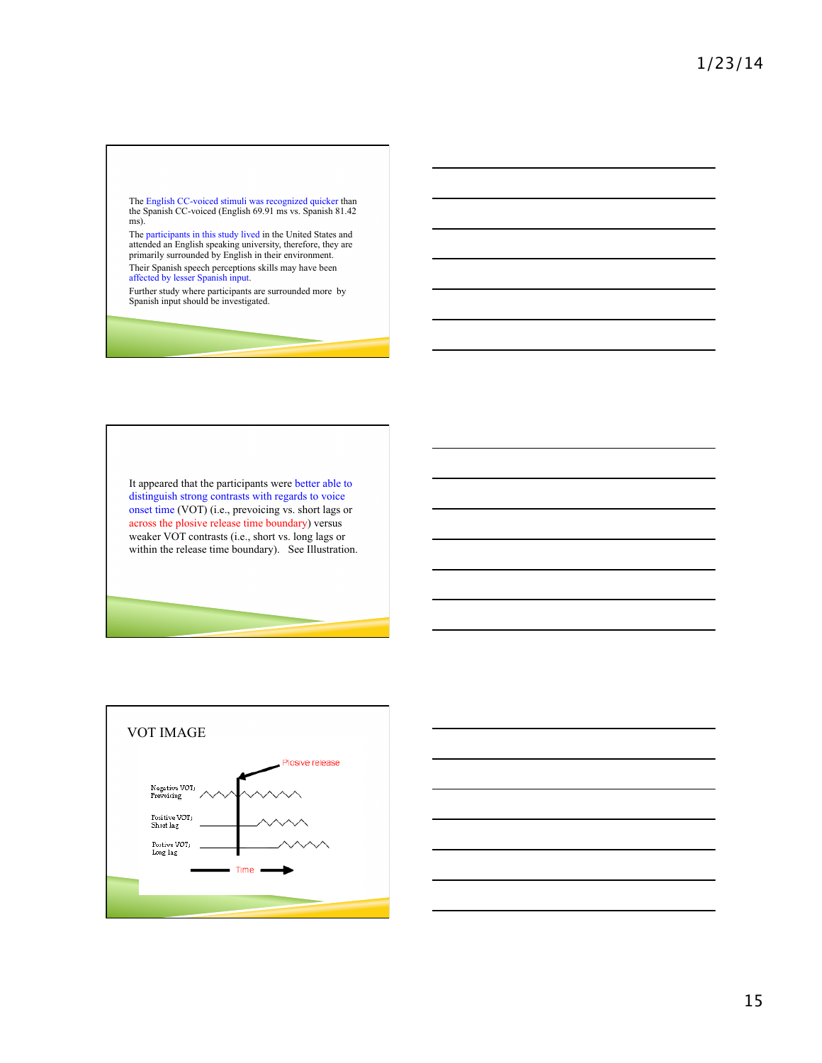The English CC-voiced stimuli was recognized quicker than the Spanish CC-voiced (English 69.91 ms vs. Spanish 81.42 ms).

The participants in this study lived in the United States and attended an English speaking university, therefore, they are primarily surrounded by English in their environment.

Their Spanish speech perceptions skills may have been affected by lesser Spanish input.

Further study where participants are surrounded more by Spanish input should be investigated.

---

It appeared that the participants were better able to distinguish strong contrasts with regards to voice onset time (VOT) (i.e., prevoicing vs. short lags or across the plosive release time boundary) versus weaker VOT contrasts (i.e., short vs. long lags or within the release time boundary). See Illustration.

---

## VOT IMAGE

Plosive release

Negative VOT; Prevoicing

Positive VOT; Short lag

Postive VOT; Long lag

Time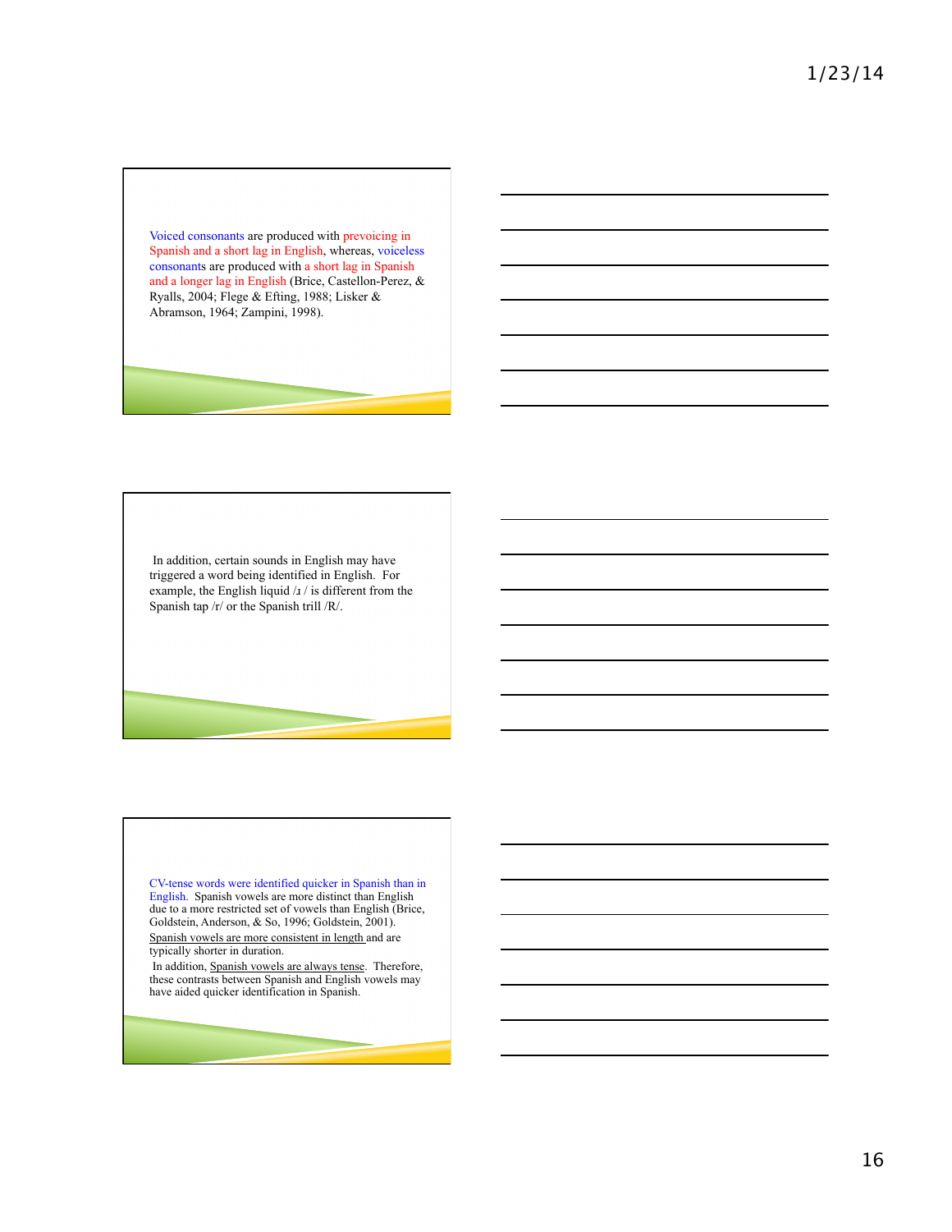Voiced consonants are produced with prevoicing in Spanish and a short lag in English, whereas, voiceless consonants are produced with a short lag in Spanish and a longer lag in English (Brice, Castellon-Perez, & Ryalls, 2004; Flege & Efting, 1988; Lisker & Abramson, 1964; Zampini, 1998).

In addition, certain sounds in English may have triggered a word being identified in English. For example, the English liquid /ɹ / is different from the Spanish tap /r/ or the Spanish trill /R/.

CV-tense words were identified quicker in Spanish than in English. Spanish vowels are more distinct than English due to a more restricted set of vowels than English (Brice, Goldstein, Anderson, & So, 1996; Goldstein, 2001).

Spanish vowels are more consistent in length and are typically shorter in duration.

In addition, Spanish vowels are always tense. Therefore, these contrasts between Spanish and English vowels may have aided quicker identification in Spanish.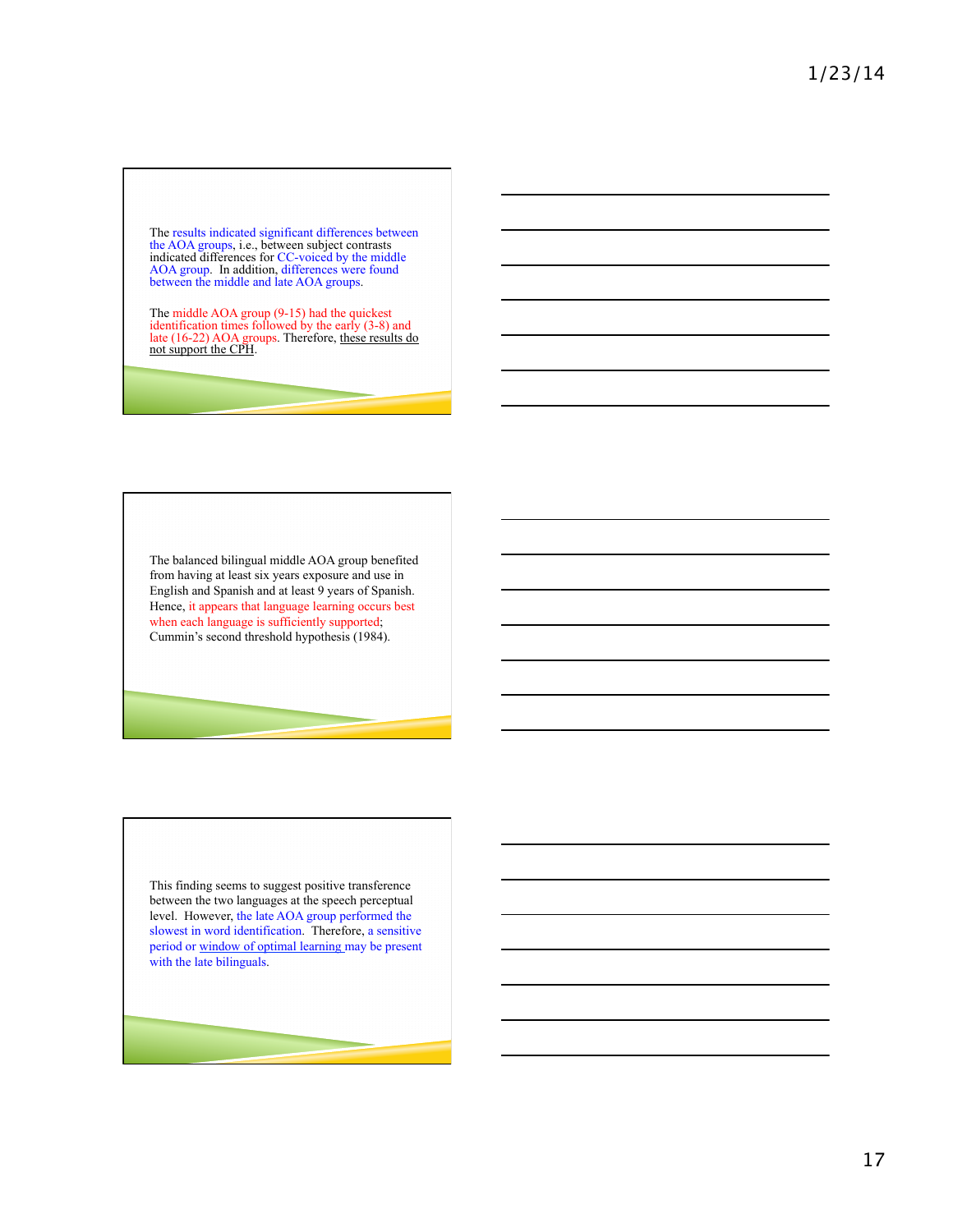The results indicated significant differences between the AOA groups, i.e., between subject contrasts indicated differences for CC-voiced by the middle AOA group. In addition, differences were found between the middle and late AOA groups.

The middle AOA group (9-15) had the quickest identification times followed by the early (3-8) and late (16-22) AOA groups. Therefore, these results do not support the CPH.

The balanced bilingual middle AOA group benefited from having at least six years exposure and use in English and Spanish and at least 9 years of Spanish. Hence, it appears that language learning occurs best when each language is sufficiently supported; Cummin's second threshold hypothesis (1984).

This finding seems to suggest positive transference between the two languages at the speech perceptual level. However, the late AOA group performed the slowest in word identification. Therefore, a sensitive period or window of optimal learning may be present with the late bilinguals.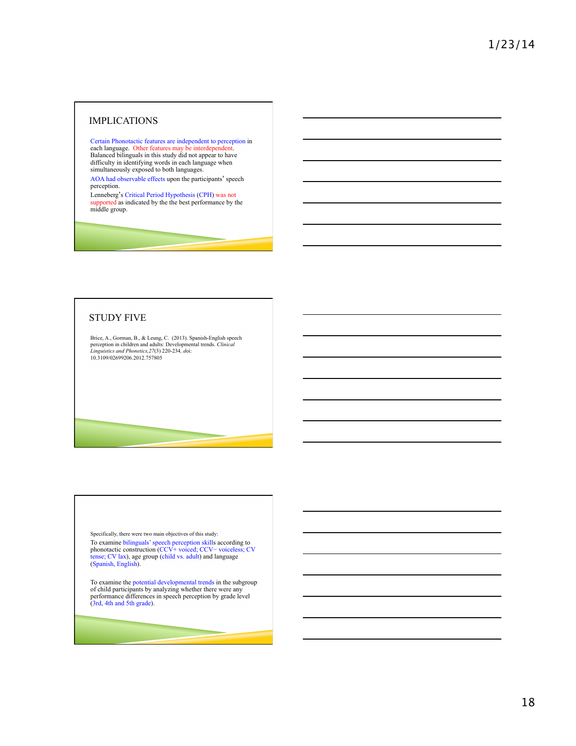## IMPLICATIONS

Certain Phonotactic features are independent to perception in each language. Other features may be interdependent. Balanced bilinguals in this study did not appear to have difficulty in identifying words in each language when simultaneously exposed to both languages.

AOA had observable effects upon the participants' speech perception.

Lenneberg's Critical Period Hypothesis (CPH) was not supported as indicated by the the best performance by the middle group.

## STUDY FIVE

Brice, A., Gorman, B., & Leung, C. (2013). Spanish-English speech perception in children and adults: Developmental trends. *Clinical Linguistics and Phonetics*,*27*(3) 220-234, *d*oi: 10.3109/02699206.2012.757805

Specifically, there were two main objectives of this study:

To examine bilinguals' speech perception skills according to phonotactic construction (CCV+ voiced; CCV− voiceless; CV tense; CV lax), age group (child vs. adult) and language (Spanish, English).

To examine the potential developmental trends in the subgroup of child participants by analyzing whether there were any performance differences in speech perception by grade level (3rd, 4th and 5th grade).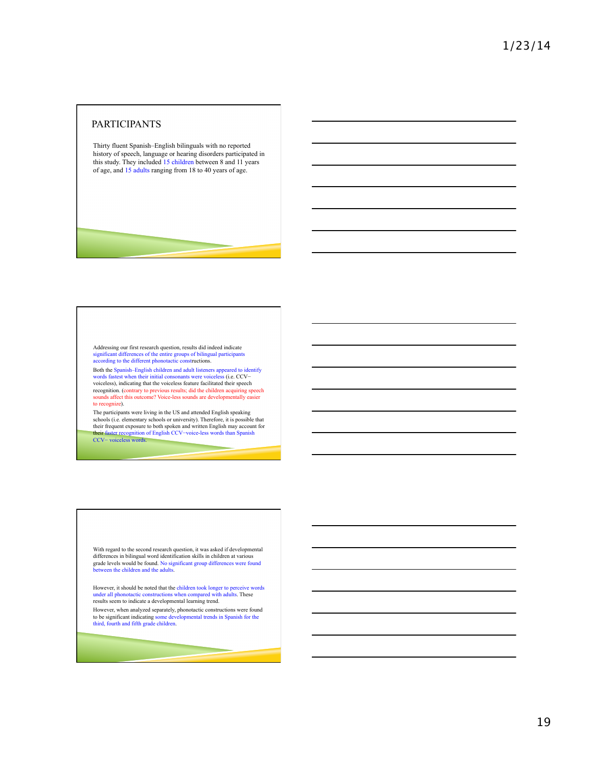## PARTICIPANTS

Thirty fluent Spanish–English bilinguals with no reported history of speech, language or hearing disorders participated in this study. They included 15 children between 8 and 11 years of age, and 15 adults ranging from 18 to 40 years of age.

---

Addressing our first research question, results did indeed indicate significant differences of the entire groups of bilingual participants according to the different phonotactic constructions.

Both the Spanish–English children and adult listeners appeared to identify words fastest when their initial consonants were voiceless (i.e. CCV–voiceless), indicating that the voiceless feature facilitated their speech recognition. (contrary to previous results; did the children acquiring speech sounds affect this outcome? Voice-less sounds are developmentally easier to recognize).

The participants were living in the US and attended English speaking schools (i.e. elementary schools or university). Therefore, it is possible that their frequent exposure to both spoken and written English may account for their faster recognition of English CCV–voice-less words than Spanish CCV– voiceless words.

---

With regard to the second research question, it was asked if developmental differences in bilingual word identification skills in children at various grade levels would be found. No significant group differences were found between the children and the adults.

However, it should be noted that the children took longer to perceive words under all phonotactic constructions when compared with adults. These results seem to indicate a developmental learning trend.

However, when analyzed separately, phonotactic constructions were found to be significant indicating some developmental trends in Spanish for the third, fourth and fifth grade children.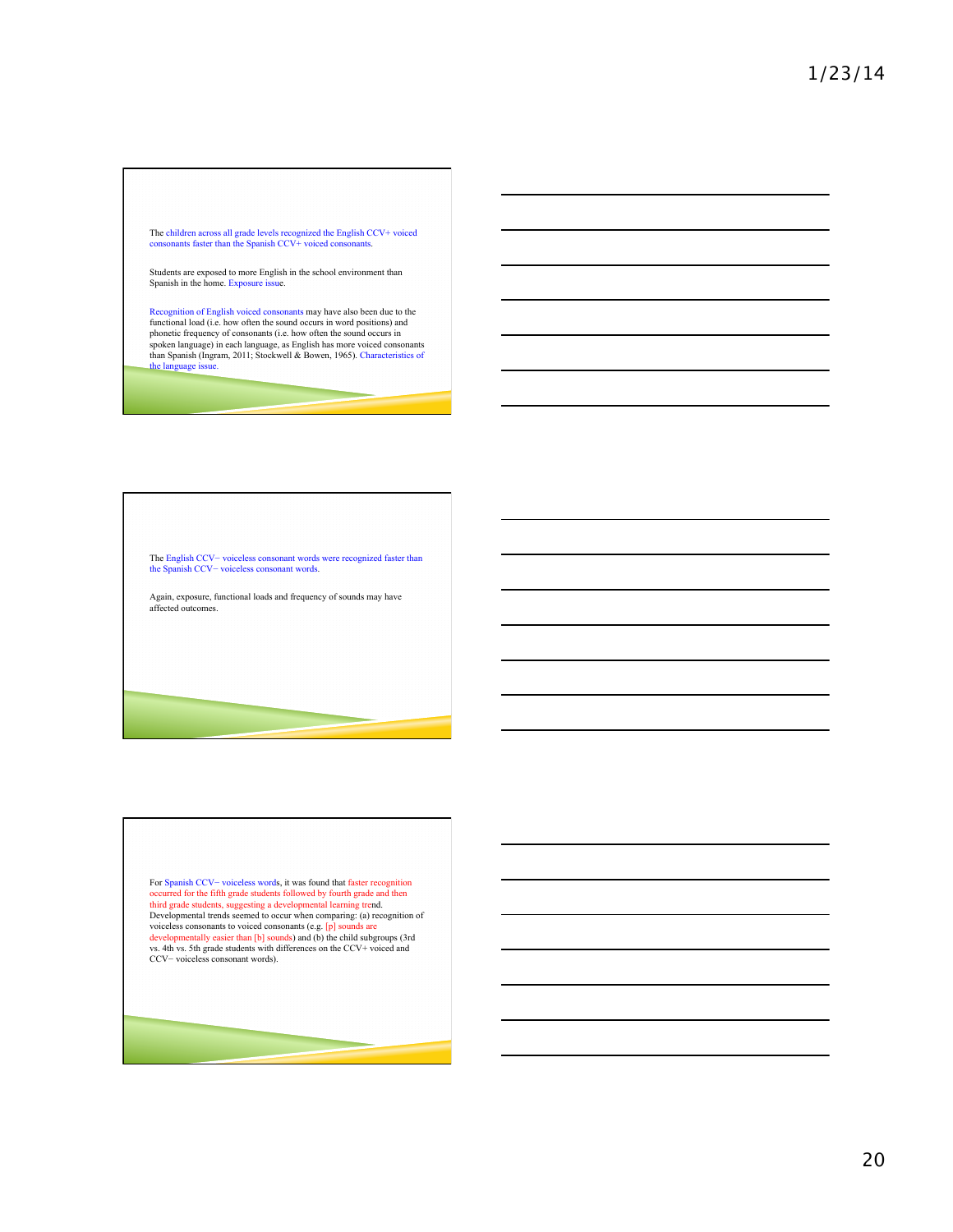The children across all grade levels recognized the English CCV+ voiced consonants faster than the Spanish CCV+ voiced consonants.

Students are exposed to more English in the school environment than Spanish in the home. Exposure issue.

Recognition of English voiced consonants may have also been due to the functional load (i.e. how often the sound occurs in word positions) and phonetic frequency of consonants (i.e. how often the sound occurs in spoken language) in each language, as English has more voiced consonants than Spanish (Ingram, 2011; Stockwell & Bowen, 1965). Characteristics of the language issue.

---

The English CCV− voiceless consonant words were recognized faster than the Spanish CCV− voiceless consonant words.

Again, exposure, functional loads and frequency of sounds may have affected outcomes.

---

For Spanish CCV− voiceless words, it was found that faster recognition occurred for the fifth grade students followed by fourth grade and then third grade students, suggesting a developmental learning trend. Developmental trends seemed to occur when comparing: (a) recognition of voiceless consonants to voiced consonants (e.g. [p] sounds are developmentally easier than [b] sounds) and (b) the child subgroups (3rd vs. 4th vs. 5th grade students with differences on the CCV+ voiced and CCV− voiceless consonant words).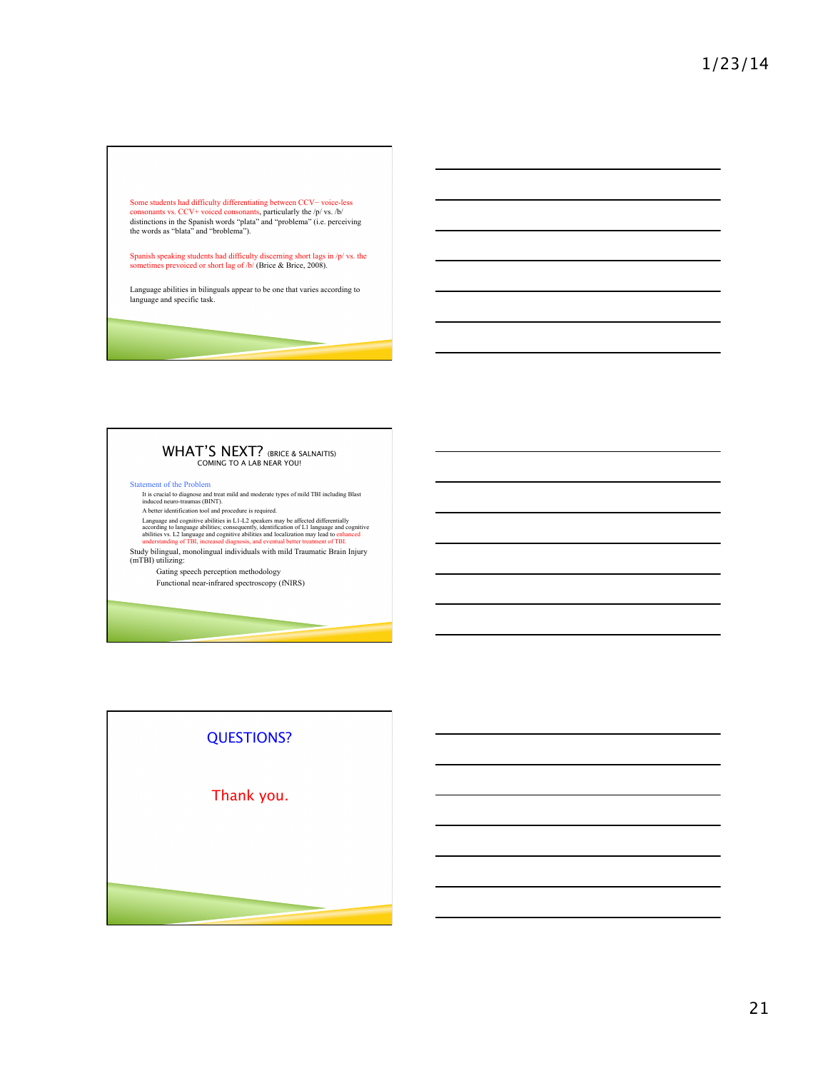Some students had difficulty differentiating between CCV− voice-less consonants vs. CCV+ voiced consonants, particularly the /p/ vs. /b/ distinctions in the Spanish words "plata" and "problema" (i.e. perceiving the words as "blata" and "broblema").

Spanish speaking students had difficulty discerning short lags in /p/ vs. the sometimes prevoiced or short lag of /b/ (Brice & Brice, 2008).

Language abilities in bilinguals appear to be one that varies according to language and specific task.

## WHAT'S NEXT? (BRICE & SALNAITIS)

COMING TO A LAB NEAR YOU!

Statement of the Problem

- It is crucial to diagnose and treat mild and moderate types of mild TBI including Blast induced neuro-traumas (BINT).
- A better identification tool and procedure is required.
- Language and cognitive abilities in L1-L2 speakers may be affected differentially according to language abilities; consequently, identification of L1 language and cognitive abilities vs. L2 language and cognitive abilities and localization may lead to enhanced understanding of TBI, increased diagnosis, and eventual better treatment of TBI.

Study bilingual, monolingual individuals with mild Traumatic Brain Injury (mTBI) utilizing:

- Gating speech perception methodology
- Functional near-infrared spectroscopy (fNIRS)

## QUESTIONS?

Thank you.